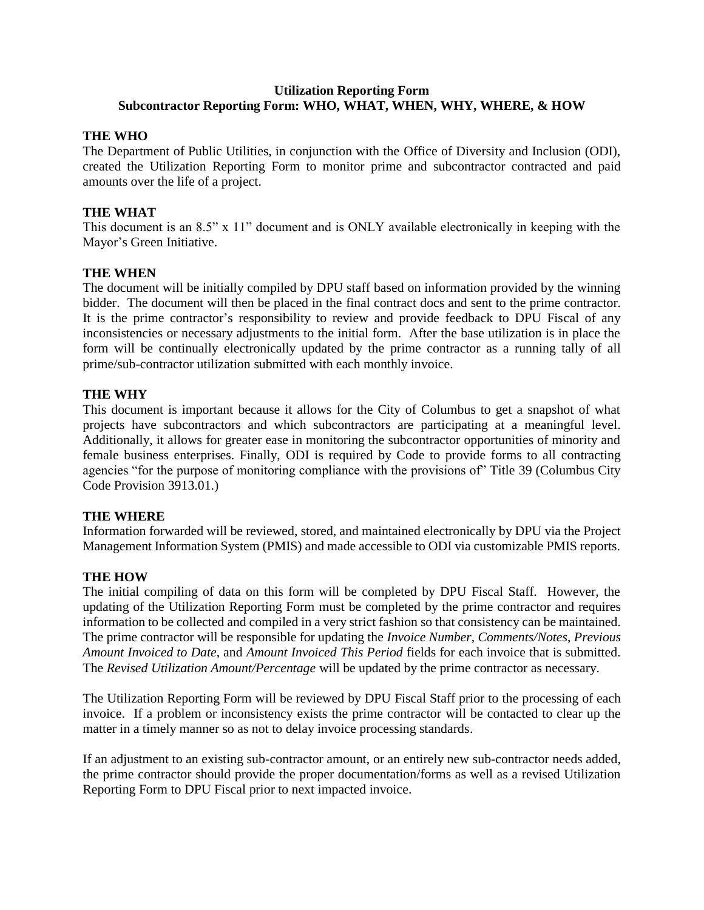# Utilization Reporting Form
## Subcontractor Reporting Form: WHO, WHAT, WHEN, WHY, WHERE, & HOW

### THE WHO

The Department of Public Utilities, in conjunction with the Office of Diversity and Inclusion (ODI), created the Utilization Reporting Form to monitor prime and subcontractor contracted and paid amounts over the life of a project.

### THE WHAT

This document is an 8.5" x 11" document and is ONLY available electronically in keeping with the Mayor's Green Initiative.

### THE WHEN

The document will be initially compiled by DPU staff based on information provided by the winning bidder. The document will then be placed in the final contract docs and sent to the prime contractor. It is the prime contractor's responsibility to review and provide feedback to DPU Fiscal of any inconsistencies or necessary adjustments to the initial form. After the base utilization is in place the form will be continually electronically updated by the prime contractor as a running tally of all prime/sub-contractor utilization submitted with each monthly invoice.

### THE WHY

This document is important because it allows for the City of Columbus to get a snapshot of what projects have subcontractors and which subcontractors are participating at a meaningful level. Additionally, it allows for greater ease in monitoring the subcontractor opportunities of minority and female business enterprises. Finally, ODI is required by Code to provide forms to all contracting agencies "for the purpose of monitoring compliance with the provisions of" Title 39 (Columbus City Code Provision 3913.01.)

### THE WHERE

Information forwarded will be reviewed, stored, and maintained electronically by DPU via the Project Management Information System (PMIS) and made accessible to ODI via customizable PMIS reports.

### THE HOW

The initial compiling of data on this form will be completed by DPU Fiscal Staff. However, the updating of the Utilization Reporting Form must be completed by the prime contractor and requires information to be collected and compiled in a very strict fashion so that consistency can be maintained. The prime contractor will be responsible for updating the *Invoice Number*, *Comments/Notes*, *Previous Amount Invoiced to Date*, and *Amount Invoiced This Period* fields for each invoice that is submitted. The *Revised Utilization Amount/Percentage* will be updated by the prime contractor as necessary.

The Utilization Reporting Form will be reviewed by DPU Fiscal Staff prior to the processing of each invoice. If a problem or inconsistency exists the prime contractor will be contacted to clear up the matter in a timely manner so as not to delay invoice processing standards.

If an adjustment to an existing sub-contractor amount, or an entirely new sub-contractor needs added, the prime contractor should provide the proper documentation/forms as well as a revised Utilization Reporting Form to DPU Fiscal prior to next impacted invoice.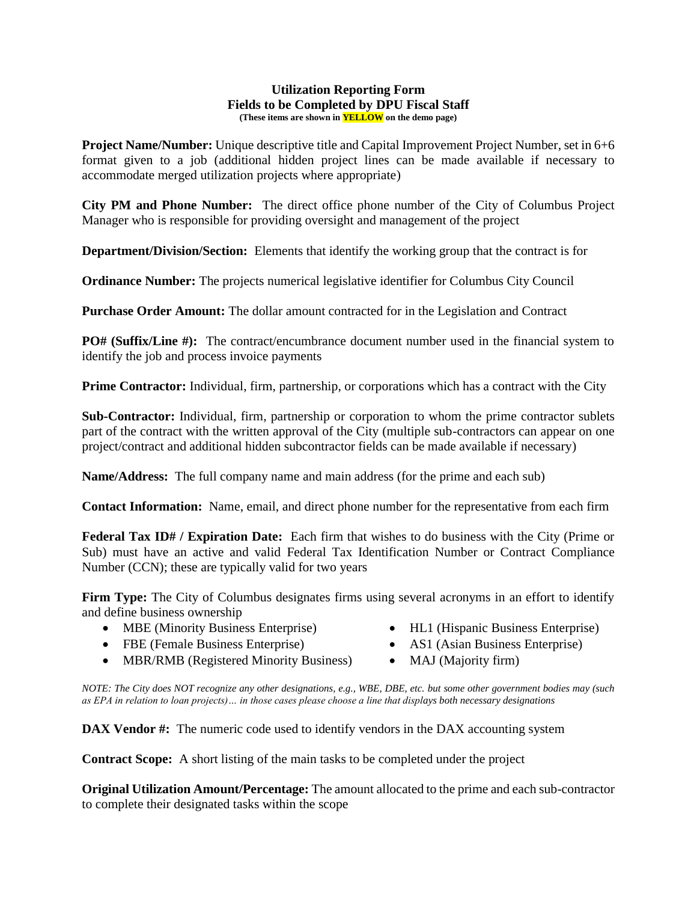**Utilization Reporting Form**
**Fields to be Completed by DPU Fiscal Staff**
**(These items are shown in YELLOW on the demo page)**

**Project Name/Number:** Unique descriptive title and Capital Improvement Project Number, set in 6+6 format given to a job (additional hidden project lines can be made available if necessary to accommodate merged utilization projects where appropriate)

**City PM and Phone Number:** The direct office phone number of the City of Columbus Project Manager who is responsible for providing oversight and management of the project

**Department/Division/Section:** Elements that identify the working group that the contract is for

**Ordinance Number:** The projects numerical legislative identifier for Columbus City Council

**Purchase Order Amount:** The dollar amount contracted for in the Legislation and Contract

**PO# (Suffix/Line #):** The contract/encumbrance document number used in the financial system to identify the job and process invoice payments

**Prime Contractor:** Individual, firm, partnership, or corporations which has a contract with the City

**Sub-Contractor:** Individual, firm, partnership or corporation to whom the prime contractor sublets part of the contract with the written approval of the City (multiple sub-contractors can appear on one project/contract and additional hidden subcontractor fields can be made available if necessary)

**Name/Address:** The full company name and main address (for the prime and each sub)

**Contact Information:** Name, email, and direct phone number for the representative from each firm

**Federal Tax ID# / Expiration Date:** Each firm that wishes to do business with the City (Prime or Sub) must have an active and valid Federal Tax Identification Number or Contract Compliance Number (CCN); these are typically valid for two years

**Firm Type:** The City of Columbus designates firms using several acronyms in an effort to identify and define business ownership

- MBE (Minority Business Enterprise)
- FBE (Female Business Enterprise)
- MBR/RMB (Registered Minority Business)
- HL1 (Hispanic Business Enterprise)
- AS1 (Asian Business Enterprise)
- MAJ (Majority firm)

*NOTE: The City does NOT recognize any other designations, e.g., WBE, DBE, etc. but some other government bodies may (such as EPA in relation to loan projects)… in those cases please choose a line that displays both necessary designations*

**DAX Vendor #:** The numeric code used to identify vendors in the DAX accounting system

**Contract Scope:** A short listing of the main tasks to be completed under the project

**Original Utilization Amount/Percentage:** The amount allocated to the prime and each sub-contractor to complete their designated tasks within the scope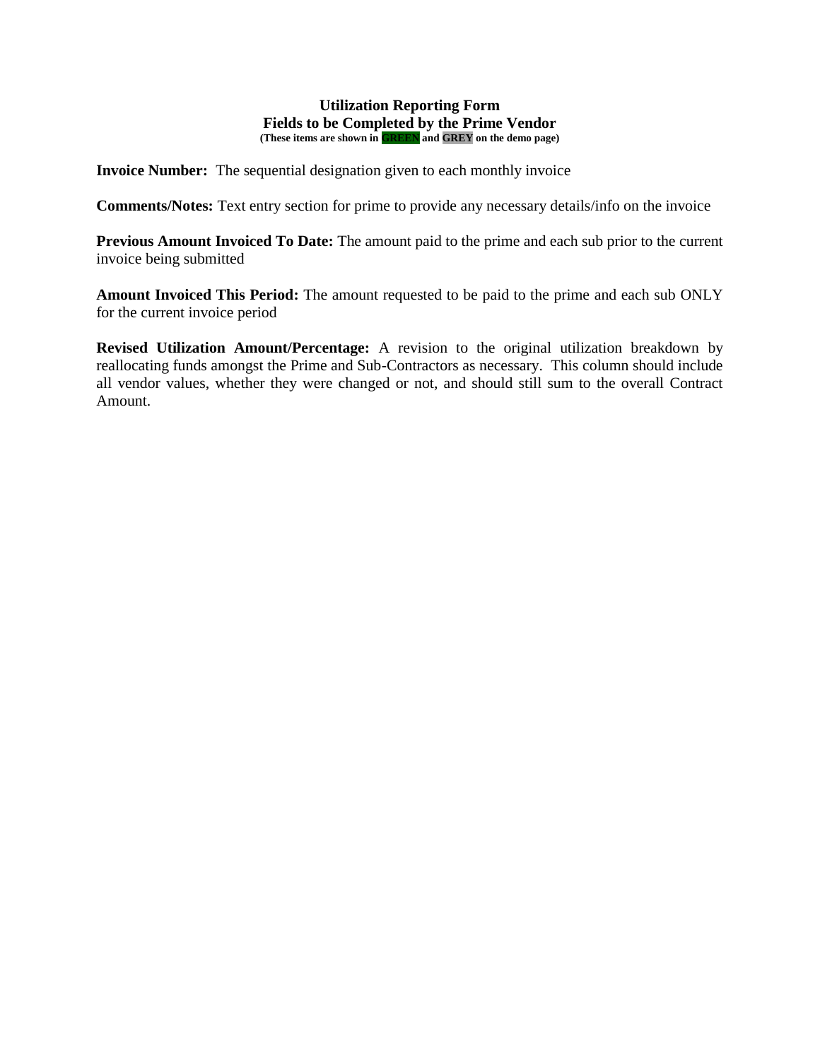# Utilization Reporting Form
## Fields to be Completed by the Prime Vendor

**(These items are shown in GREEN and GREY on the demo page)**

**Invoice Number:** The sequential designation given to each monthly invoice

**Comments/Notes:** Text entry section for prime to provide any necessary details/info on the invoice

**Previous Amount Invoiced To Date:** The amount paid to the prime and each sub prior to the current invoice being submitted

**Amount Invoiced This Period:** The amount requested to be paid to the prime and each sub ONLY for the current invoice period

**Revised Utilization Amount/Percentage:** A revision to the original utilization breakdown by reallocating funds amongst the Prime and Sub-Contractors as necessary. This column should include all vendor values, whether they were changed or not, and should still sum to the overall Contract Amount.